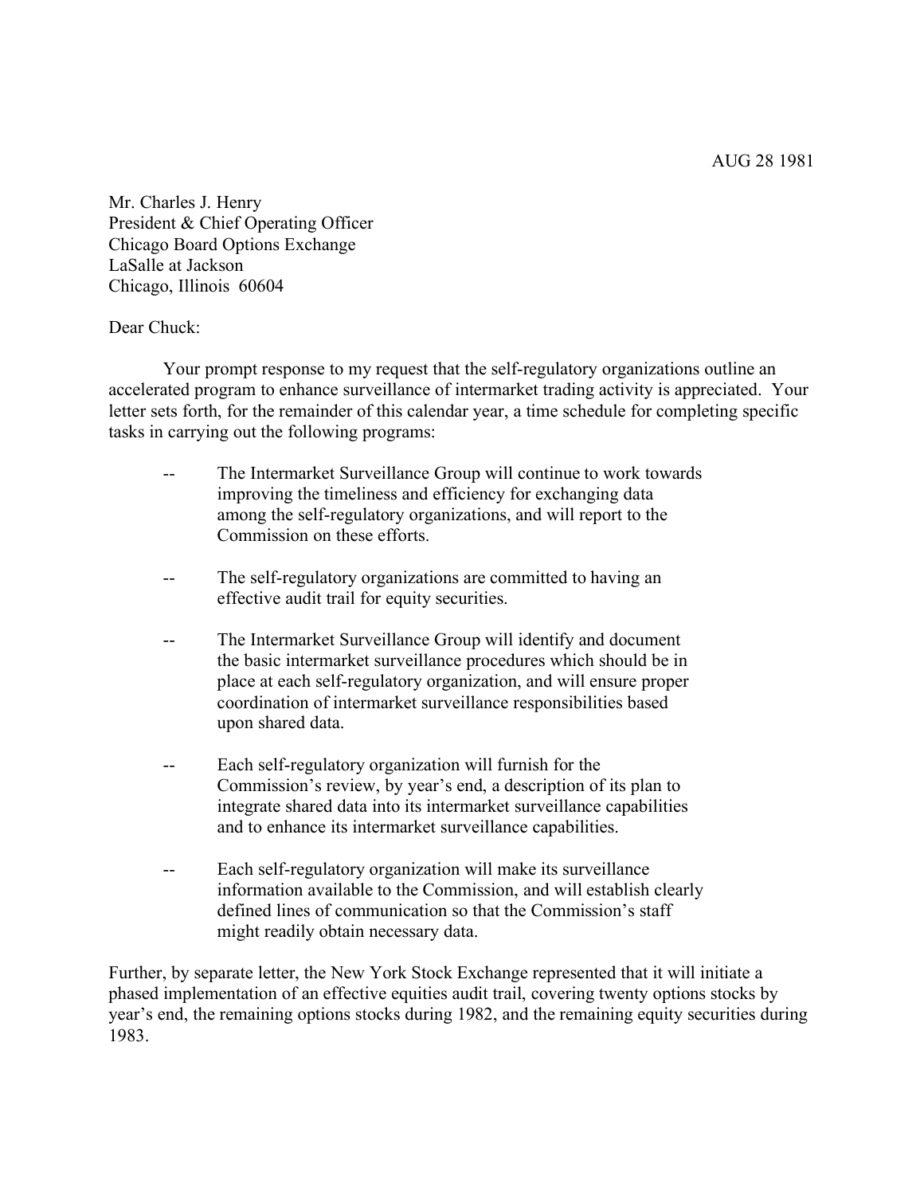AUG 28 1981

Mr. Charles J. Henry
President & Chief Operating Officer
Chicago Board Options Exchange
LaSalle at Jackson
Chicago, Illinois 60604

Dear Chuck:

Your prompt response to my request that the self-regulatory organizations outline an accelerated program to enhance surveillance of intermarket trading activity is appreciated. Your letter sets forth, for the remainder of this calendar year, a time schedule for completing specific tasks in carrying out the following programs:

-- The Intermarket Surveillance Group will continue to work towards improving the timeliness and efficiency for exchanging data among the self-regulatory organizations, and will report to the Commission on these efforts.

-- The self-regulatory organizations are committed to having an effective audit trail for equity securities.

-- The Intermarket Surveillance Group will identify and document the basic intermarket surveillance procedures which should be in place at each self-regulatory organization, and will ensure proper coordination of intermarket surveillance responsibilities based upon shared data.

-- Each self-regulatory organization will furnish for the Commission's review, by year's end, a description of its plan to integrate shared data into its intermarket surveillance capabilities and to enhance its intermarket surveillance capabilities.

-- Each self-regulatory organization will make its surveillance information available to the Commission, and will establish clearly defined lines of communication so that the Commission's staff might readily obtain necessary data.

Further, by separate letter, the New York Stock Exchange represented that it will initiate a phased implementation of an effective equities audit trail, covering twenty options stocks by year's end, the remaining options stocks during 1982, and the remaining equity securities during 1983.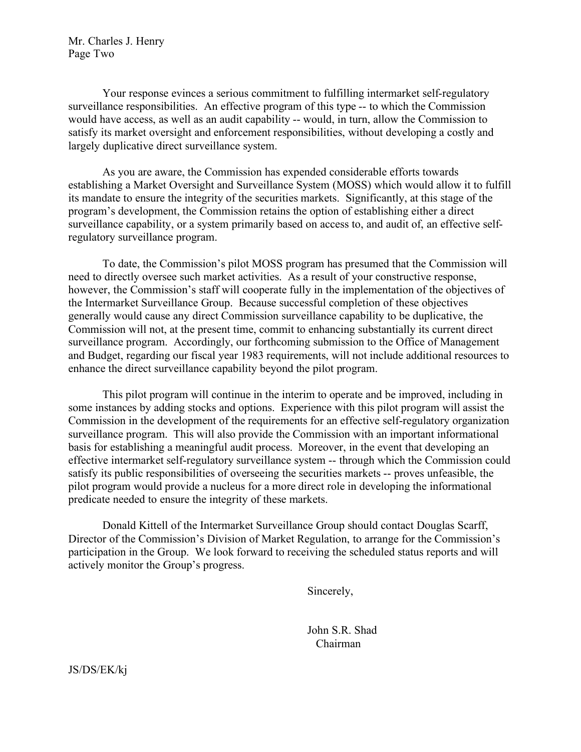Mr. Charles J. Henry
Page Two

Your response evinces a serious commitment to fulfilling intermarket self-regulatory surveillance responsibilities. An effective program of this type -- to which the Commission would have access, as well as an audit capability -- would, in turn, allow the Commission to satisfy its market oversight and enforcement responsibilities, without developing a costly and largely duplicative direct surveillance system.

As you are aware, the Commission has expended considerable efforts towards establishing a Market Oversight and Surveillance System (MOSS) which would allow it to fulfill its mandate to ensure the integrity of the securities markets. Significantly, at this stage of the program's development, the Commission retains the option of establishing either a direct surveillance capability, or a system primarily based on access to, and audit of, an effective self-regulatory surveillance program.

To date, the Commission's pilot MOSS program has presumed that the Commission will need to directly oversee such market activities. As a result of your constructive response, however, the Commission's staff will cooperate fully in the implementation of the objectives of the Intermarket Surveillance Group. Because successful completion of these objectives generally would cause any direct Commission surveillance capability to be duplicative, the Commission will not, at the present time, commit to enhancing substantially its current direct surveillance program. Accordingly, our forthcoming submission to the Office of Management and Budget, regarding our fiscal year 1983 requirements, will not include additional resources to enhance the direct surveillance capability beyond the pilot program.

This pilot program will continue in the interim to operate and be improved, including in some instances by adding stocks and options. Experience with this pilot program will assist the Commission in the development of the requirements for an effective self-regulatory organization surveillance program. This will also provide the Commission with an important informational basis for establishing a meaningful audit process. Moreover, in the event that developing an effective intermarket self-regulatory surveillance system -- through which the Commission could satisfy its public responsibilities of overseeing the securities markets -- proves unfeasible, the pilot program would provide a nucleus for a more direct role in developing the informational predicate needed to ensure the integrity of these markets.

Donald Kittell of the Intermarket Surveillance Group should contact Douglas Scarff, Director of the Commission's Division of Market Regulation, to arrange for the Commission's participation in the Group. We look forward to receiving the scheduled status reports and will actively monitor the Group's progress.

Sincerely,

John S.R. Shad
Chairman

JS/DS/EK/kj